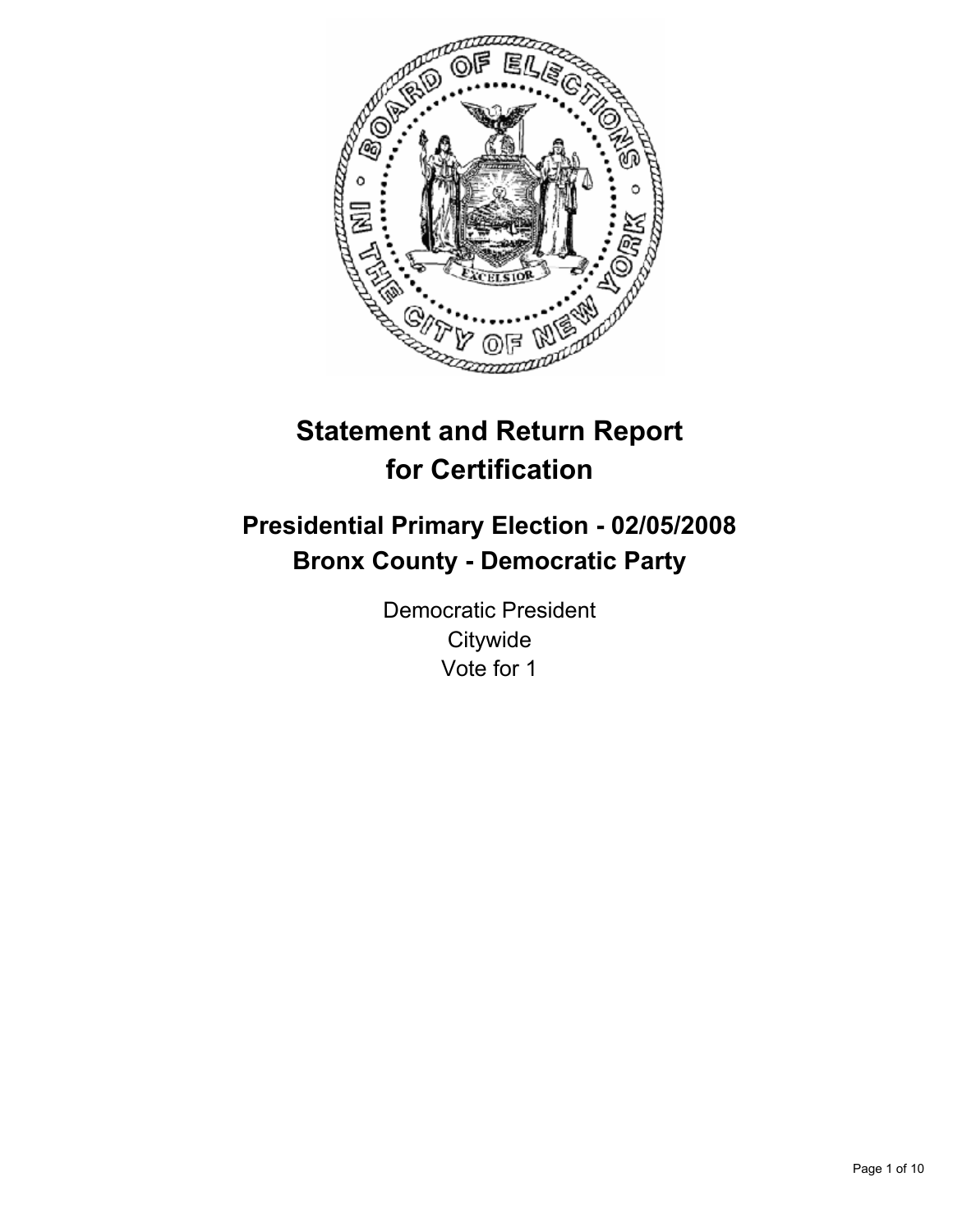# Statement and Return Report for Certification

## Presidential Primary Election - 02/05/2008
## Bronx County - Democratic Party

Democratic President
Citywide
Vote for 1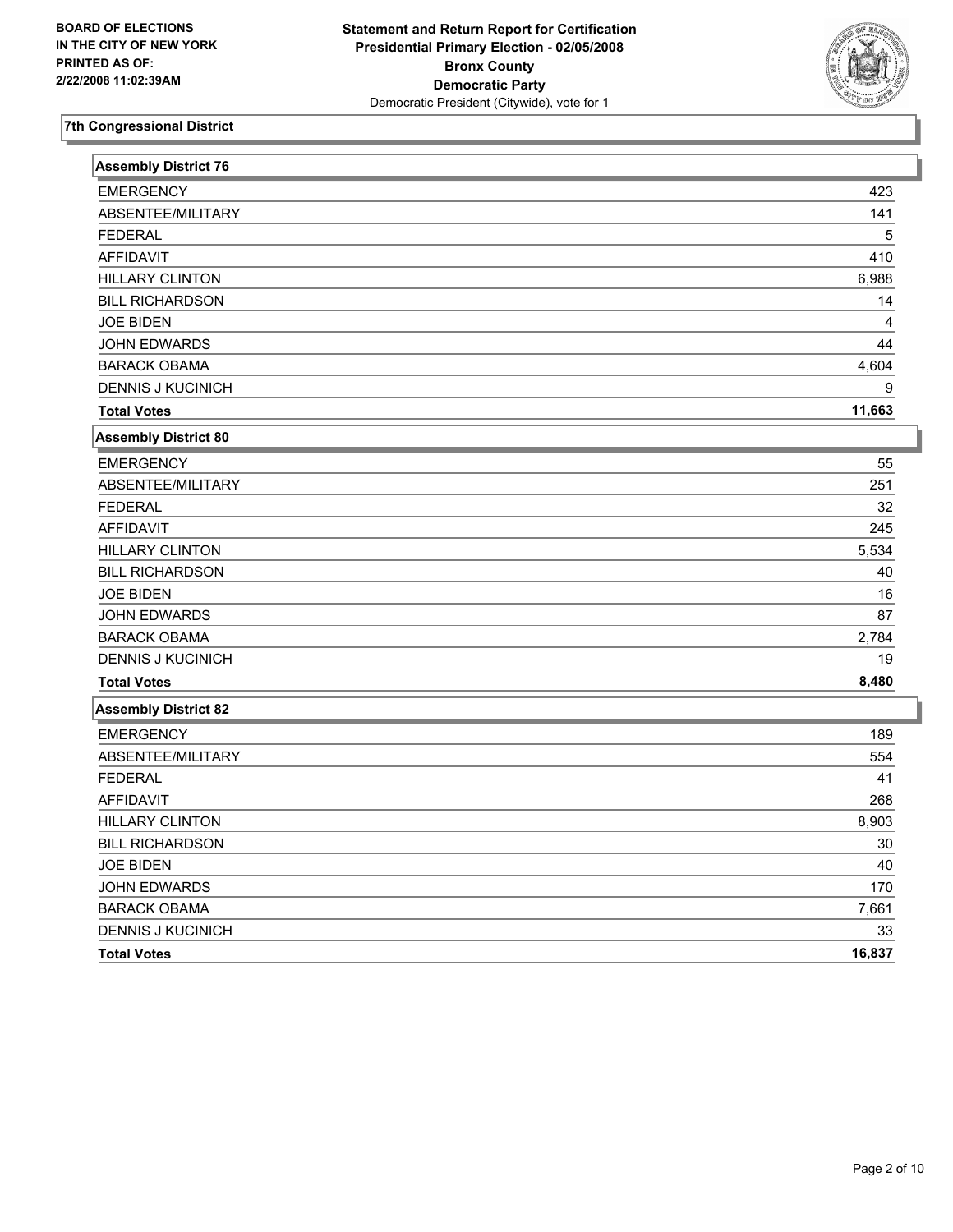BOARD OF ELECTIONS
IN THE CITY OF NEW YORK
PRINTED AS OF:
2/22/2008 11:02:39AM

**Statement and Return Report for Certification**
**Presidential Primary Election - 02/05/2008**
**Bronx County**
**Democratic Party**
Democratic President (Citywide), vote for 1

## 7th Congressional District

### Assembly District 76

| | |
|---|---|
| EMERGENCY | 423 |
| ABSENTEE/MILITARY | 141 |
| FEDERAL | 5 |
| AFFIDAVIT | 410 |
| HILLARY CLINTON | 6,988 |
| BILL RICHARDSON | 14 |
| JOE BIDEN | 4 |
| JOHN EDWARDS | 44 |
| BARACK OBAMA | 4,604 |
| DENNIS J KUCINICH | 9 |
| **Total Votes** | **11,663** |

### Assembly District 80

| | |
|---|---|
| EMERGENCY | 55 |
| ABSENTEE/MILITARY | 251 |
| FEDERAL | 32 |
| AFFIDAVIT | 245 |
| HILLARY CLINTON | 5,534 |
| BILL RICHARDSON | 40 |
| JOE BIDEN | 16 |
| JOHN EDWARDS | 87 |
| BARACK OBAMA | 2,784 |
| DENNIS J KUCINICH | 19 |
| **Total Votes** | **8,480** |

### Assembly District 82

| | |
|---|---|
| EMERGENCY | 189 |
| ABSENTEE/MILITARY | 554 |
| FEDERAL | 41 |
| AFFIDAVIT | 268 |
| HILLARY CLINTON | 8,903 |
| BILL RICHARDSON | 30 |
| JOE BIDEN | 40 |
| JOHN EDWARDS | 170 |
| BARACK OBAMA | 7,661 |
| DENNIS J KUCINICH | 33 |
| **Total Votes** | **16,837** |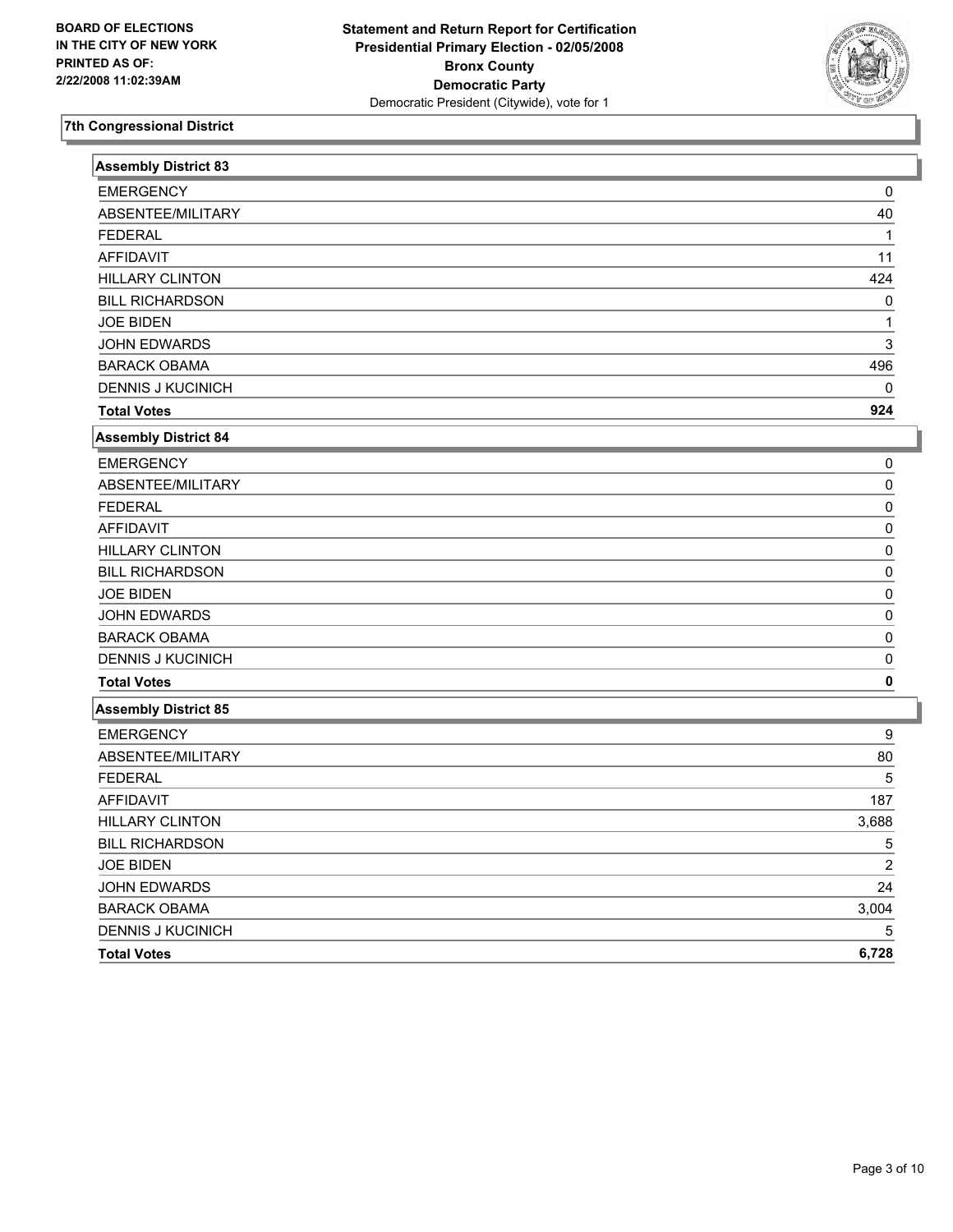**BOARD OF ELECTIONS IN THE CITY OF NEW YORK PRINTED AS OF: 2/22/2008 11:02:39AM**

**Statement and Return Report for Certification**
**Presidential Primary Election - 02/05/2008**
**Bronx County**
**Democratic Party**
Democratic President (Citywide), vote for 1

## 7th Congressional District

### Assembly District 83

| | |
|---|---|
| EMERGENCY | 0 |
| ABSENTEE/MILITARY | 40 |
| FEDERAL | 1 |
| AFFIDAVIT | 11 |
| HILLARY CLINTON | 424 |
| BILL RICHARDSON | 0 |
| JOE BIDEN | 1 |
| JOHN EDWARDS | 3 |
| BARACK OBAMA | 496 |
| DENNIS J KUCINICH | 0 |
| **Total Votes** | **924** |

### Assembly District 84

| | |
|---|---|
| EMERGENCY | 0 |
| ABSENTEE/MILITARY | 0 |
| FEDERAL | 0 |
| AFFIDAVIT | 0 |
| HILLARY CLINTON | 0 |
| BILL RICHARDSON | 0 |
| JOE BIDEN | 0 |
| JOHN EDWARDS | 0 |
| BARACK OBAMA | 0 |
| DENNIS J KUCINICH | 0 |
| **Total Votes** | **0** |

### Assembly District 85

| | |
|---|---|
| EMERGENCY | 9 |
| ABSENTEE/MILITARY | 80 |
| FEDERAL | 5 |
| AFFIDAVIT | 187 |
| HILLARY CLINTON | 3,688 |
| BILL RICHARDSON | 5 |
| JOE BIDEN | 2 |
| JOHN EDWARDS | 24 |
| BARACK OBAMA | 3,004 |
| DENNIS J KUCINICH | 5 |
| **Total Votes** | **6,728** |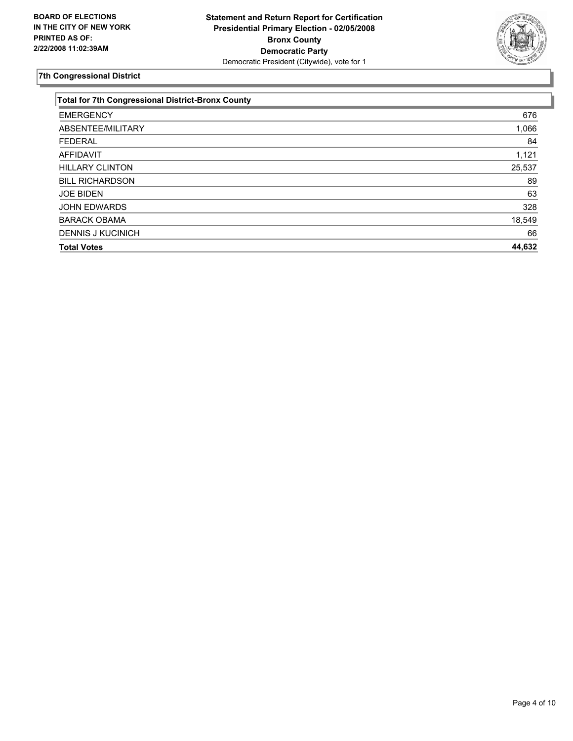**BOARD OF ELECTIONS IN THE CITY OF NEW YORK PRINTED AS OF: 2/22/2008 11:02:39AM**

**Statement and Return Report for Certification**
**Presidential Primary Election - 02/05/2008**
**Bronx County**
**Democratic Party**
Democratic President (Citywide), vote for 1

## 7th Congressional District

| Total for 7th Congressional District-Bronx County | |
|---|---|
| EMERGENCY | 676 |
| ABSENTEE/MILITARY | 1,066 |
| FEDERAL | 84 |
| AFFIDAVIT | 1,121 |
| HILLARY CLINTON | 25,537 |
| BILL RICHARDSON | 89 |
| JOE BIDEN | 63 |
| JOHN EDWARDS | 328 |
| BARACK OBAMA | 18,549 |
| DENNIS J KUCINICH | 66 |
| **Total Votes** | **44,632** |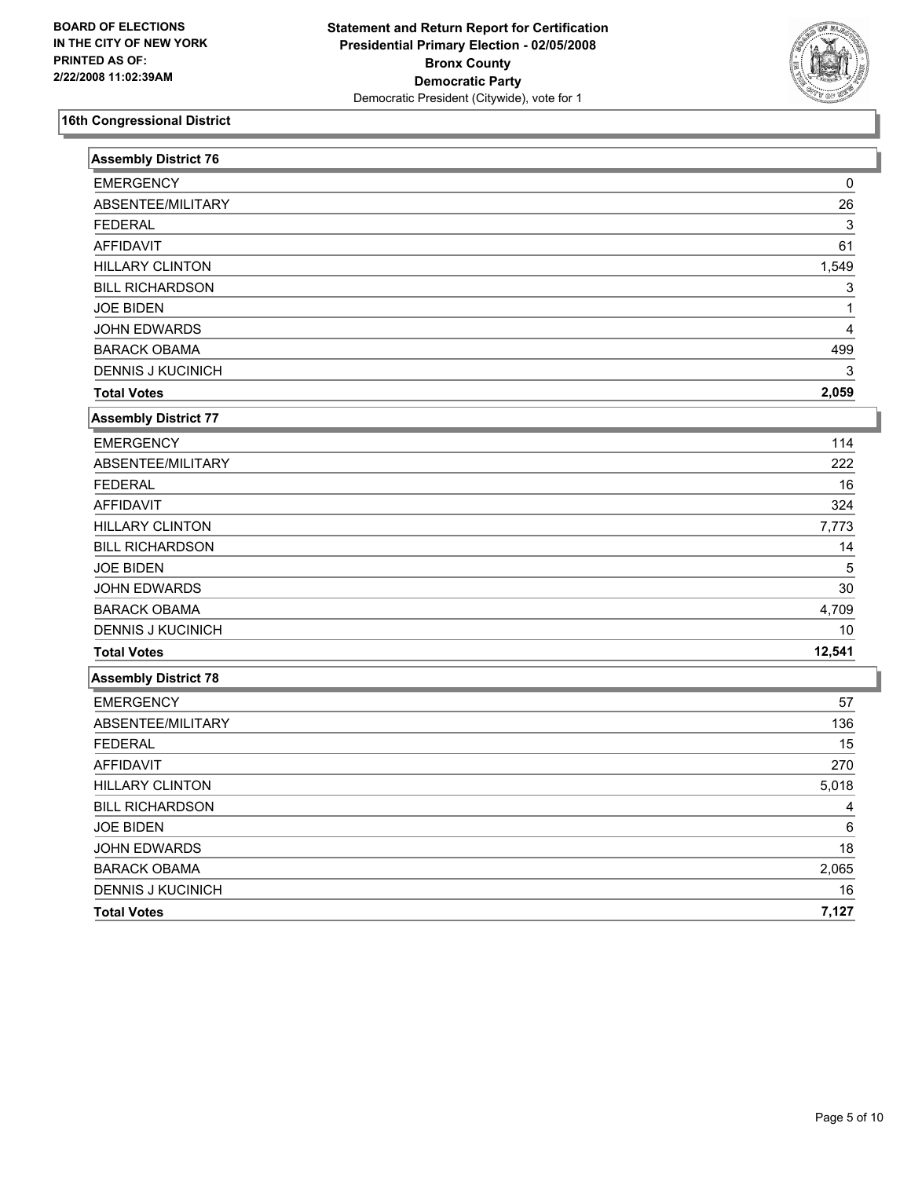BOARD OF ELECTIONS
IN THE CITY OF NEW YORK
PRINTED AS OF:
2/22/2008 11:02:39AM

**Statement and Return Report for Certification**
**Presidential Primary Election - 02/05/2008**
**Bronx County**
**Democratic Party**
Democratic President (Citywide), vote for 1

## 16th Congressional District

### Assembly District 76

| | |
|---|---|
| EMERGENCY | 0 |
| ABSENTEE/MILITARY | 26 |
| FEDERAL | 3 |
| AFFIDAVIT | 61 |
| HILLARY CLINTON | 1,549 |
| BILL RICHARDSON | 3 |
| JOE BIDEN | 1 |
| JOHN EDWARDS | 4 |
| BARACK OBAMA | 499 |
| DENNIS J KUCINICH | 3 |
| **Total Votes** | **2,059** |

### Assembly District 77

| | |
|---|---|
| EMERGENCY | 114 |
| ABSENTEE/MILITARY | 222 |
| FEDERAL | 16 |
| AFFIDAVIT | 324 |
| HILLARY CLINTON | 7,773 |
| BILL RICHARDSON | 14 |
| JOE BIDEN | 5 |
| JOHN EDWARDS | 30 |
| BARACK OBAMA | 4,709 |
| DENNIS J KUCINICH | 10 |
| **Total Votes** | **12,541** |

### Assembly District 78

| | |
|---|---|
| EMERGENCY | 57 |
| ABSENTEE/MILITARY | 136 |
| FEDERAL | 15 |
| AFFIDAVIT | 270 |
| HILLARY CLINTON | 5,018 |
| BILL RICHARDSON | 4 |
| JOE BIDEN | 6 |
| JOHN EDWARDS | 18 |
| BARACK OBAMA | 2,065 |
| DENNIS J KUCINICH | 16 |
| **Total Votes** | **7,127** |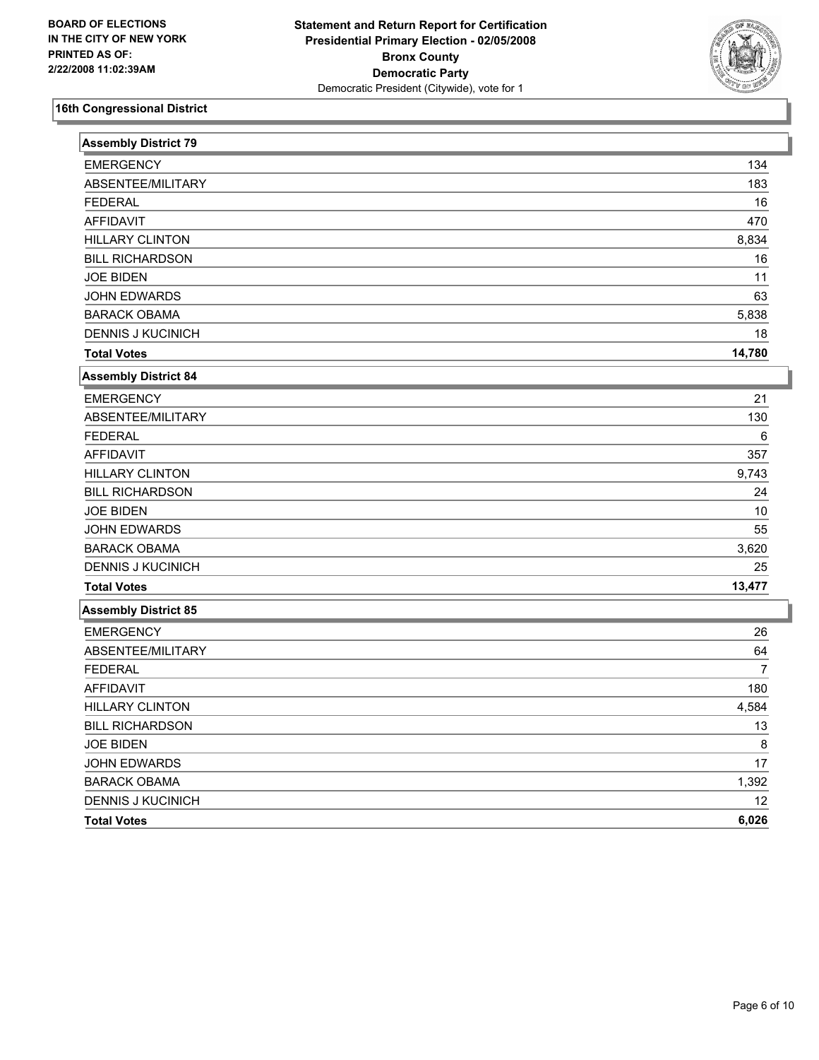BOARD OF ELECTIONS
IN THE CITY OF NEW YORK
PRINTED AS OF:
2/22/2008 11:02:39AM

**Statement and Return Report for Certification**
**Presidential Primary Election - 02/05/2008**
**Bronx County**
**Democratic Party**
Democratic President (Citywide), vote for 1

## 16th Congressional District

### Assembly District 79

| | |
|---|---|
| EMERGENCY | 134 |
| ABSENTEE/MILITARY | 183 |
| FEDERAL | 16 |
| AFFIDAVIT | 470 |
| HILLARY CLINTON | 8,834 |
| BILL RICHARDSON | 16 |
| JOE BIDEN | 11 |
| JOHN EDWARDS | 63 |
| BARACK OBAMA | 5,838 |
| DENNIS J KUCINICH | 18 |
| **Total Votes** | **14,780** |

### Assembly District 84

| | |
|---|---|
| EMERGENCY | 21 |
| ABSENTEE/MILITARY | 130 |
| FEDERAL | 6 |
| AFFIDAVIT | 357 |
| HILLARY CLINTON | 9,743 |
| BILL RICHARDSON | 24 |
| JOE BIDEN | 10 |
| JOHN EDWARDS | 55 |
| BARACK OBAMA | 3,620 |
| DENNIS J KUCINICH | 25 |
| **Total Votes** | **13,477** |

### Assembly District 85

| | |
|---|---|
| EMERGENCY | 26 |
| ABSENTEE/MILITARY | 64 |
| FEDERAL | 7 |
| AFFIDAVIT | 180 |
| HILLARY CLINTON | 4,584 |
| BILL RICHARDSON | 13 |
| JOE BIDEN | 8 |
| JOHN EDWARDS | 17 |
| BARACK OBAMA | 1,392 |
| DENNIS J KUCINICH | 12 |
| **Total Votes** | **6,026** |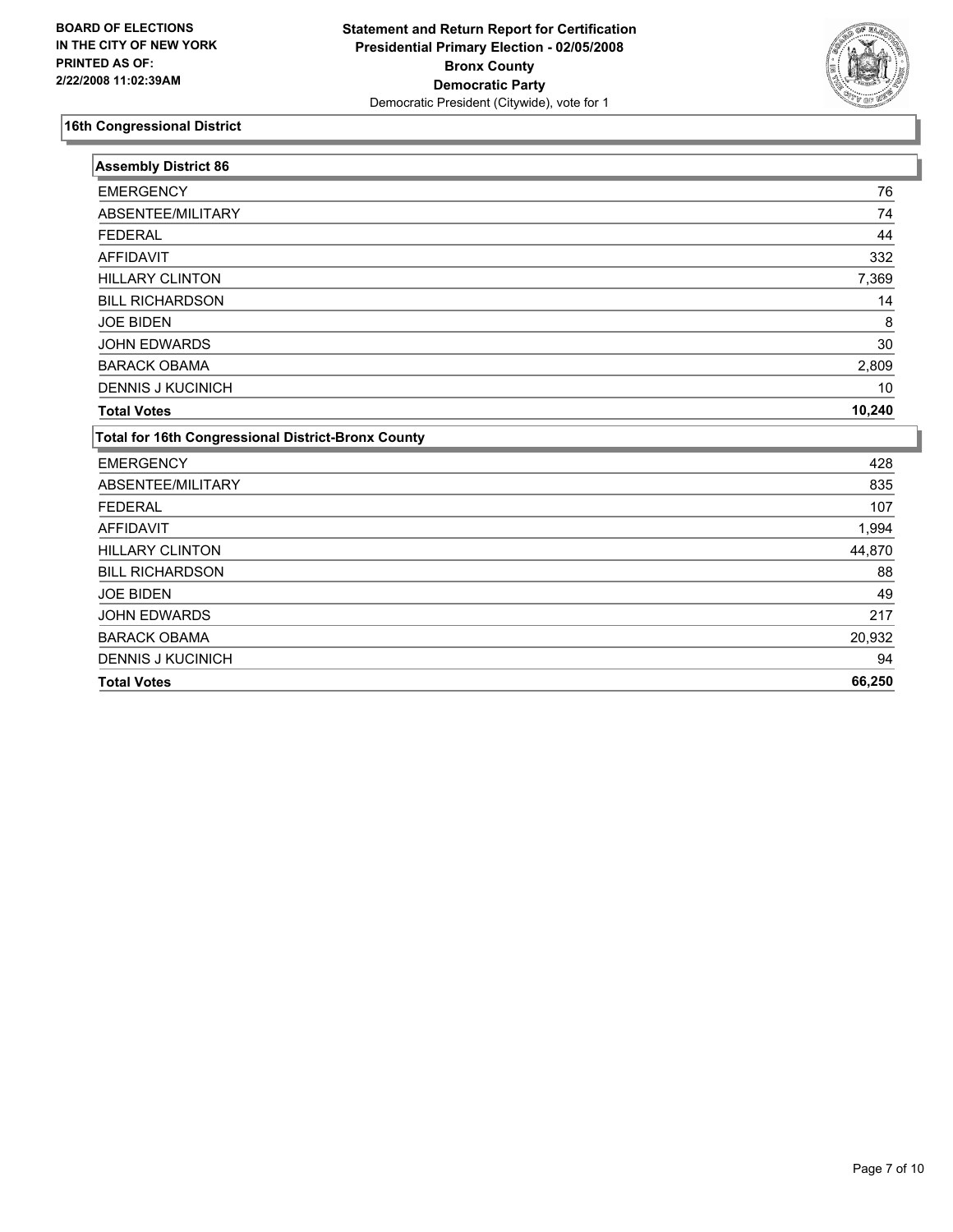**BOARD OF ELECTIONS IN THE CITY OF NEW YORK**
**PRINTED AS OF:**
**2/22/2008 11:02:39AM**

**Statement and Return Report for Certification**
**Presidential Primary Election - 02/05/2008**
**Bronx County**
**Democratic Party**
Democratic President (Citywide), vote for 1

## 16th Congressional District

### Assembly District 86

| | |
|---|---|
| EMERGENCY | 76 |
| ABSENTEE/MILITARY | 74 |
| FEDERAL | 44 |
| AFFIDAVIT | 332 |
| HILLARY CLINTON | 7,369 |
| BILL RICHARDSON | 14 |
| JOE BIDEN | 8 |
| JOHN EDWARDS | 30 |
| BARACK OBAMA | 2,809 |
| DENNIS J KUCINICH | 10 |
| **Total Votes** | **10,240** |

### Total for 16th Congressional District-Bronx County

| | |
|---|---|
| EMERGENCY | 428 |
| ABSENTEE/MILITARY | 835 |
| FEDERAL | 107 |
| AFFIDAVIT | 1,994 |
| HILLARY CLINTON | 44,870 |
| BILL RICHARDSON | 88 |
| JOE BIDEN | 49 |
| JOHN EDWARDS | 217 |
| BARACK OBAMA | 20,932 |
| DENNIS J KUCINICH | 94 |
| **Total Votes** | **66,250** |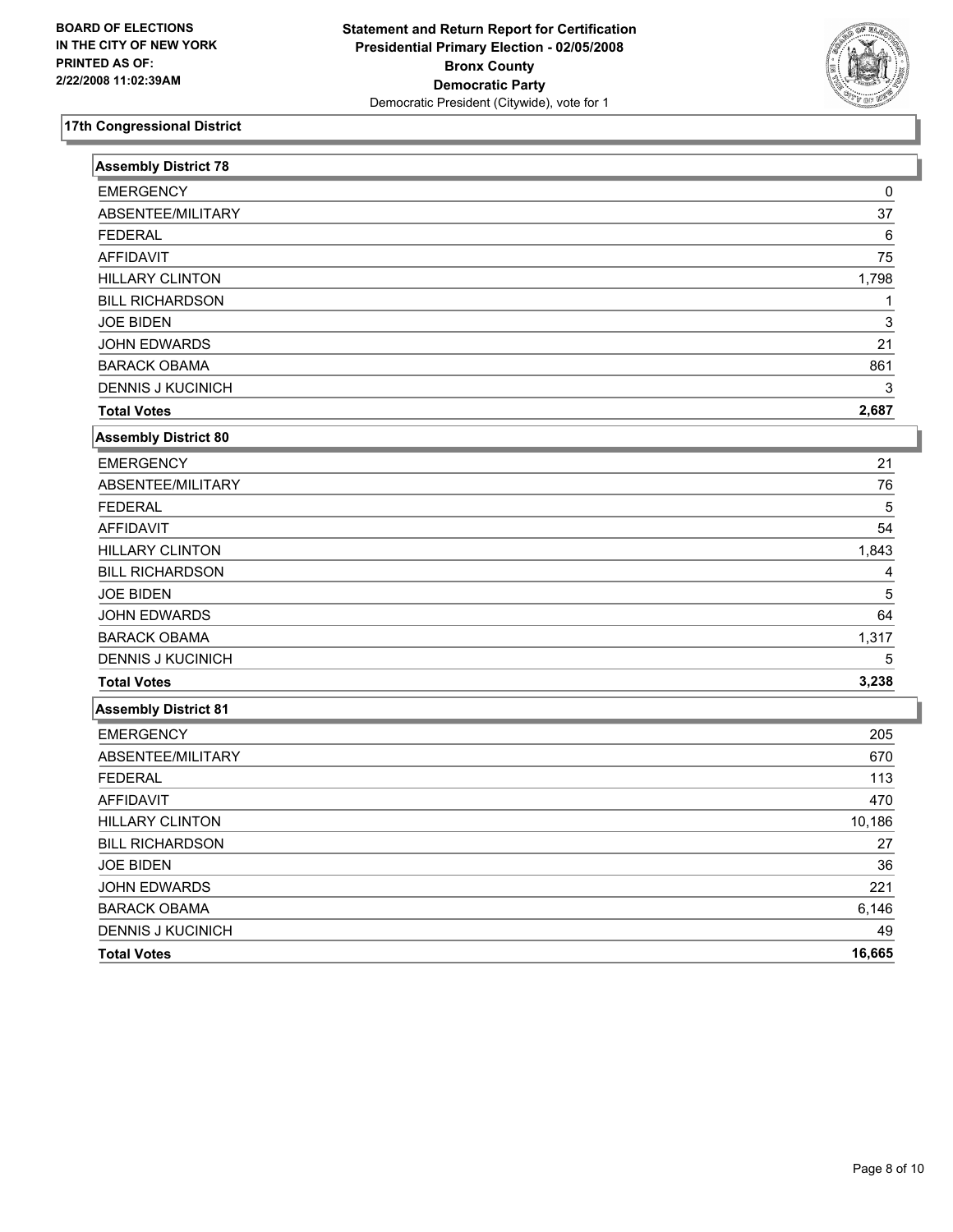**BOARD OF ELECTIONS**
**IN THE CITY OF NEW YORK**
**PRINTED AS OF:**
**2/22/2008 11:02:39AM**

**Statement and Return Report for Certification**
**Presidential Primary Election - 02/05/2008**
**Bronx County**
**Democratic Party**
Democratic President (Citywide), vote for 1

## 17th Congressional District

### Assembly District 78

| | |
|---|---|
| EMERGENCY | 0 |
| ABSENTEE/MILITARY | 37 |
| FEDERAL | 6 |
| AFFIDAVIT | 75 |
| HILLARY CLINTON | 1,798 |
| BILL RICHARDSON | 1 |
| JOE BIDEN | 3 |
| JOHN EDWARDS | 21 |
| BARACK OBAMA | 861 |
| DENNIS J KUCINICH | 3 |
| **Total Votes** | **2,687** |

### Assembly District 80

| | |
|---|---|
| EMERGENCY | 21 |
| ABSENTEE/MILITARY | 76 |
| FEDERAL | 5 |
| AFFIDAVIT | 54 |
| HILLARY CLINTON | 1,843 |
| BILL RICHARDSON | 4 |
| JOE BIDEN | 5 |
| JOHN EDWARDS | 64 |
| BARACK OBAMA | 1,317 |
| DENNIS J KUCINICH | 5 |
| **Total Votes** | **3,238** |

### Assembly District 81

| | |
|---|---|
| EMERGENCY | 205 |
| ABSENTEE/MILITARY | 670 |
| FEDERAL | 113 |
| AFFIDAVIT | 470 |
| HILLARY CLINTON | 10,186 |
| BILL RICHARDSON | 27 |
| JOE BIDEN | 36 |
| JOHN EDWARDS | 221 |
| BARACK OBAMA | 6,146 |
| DENNIS J KUCINICH | 49 |
| **Total Votes** | **16,665** |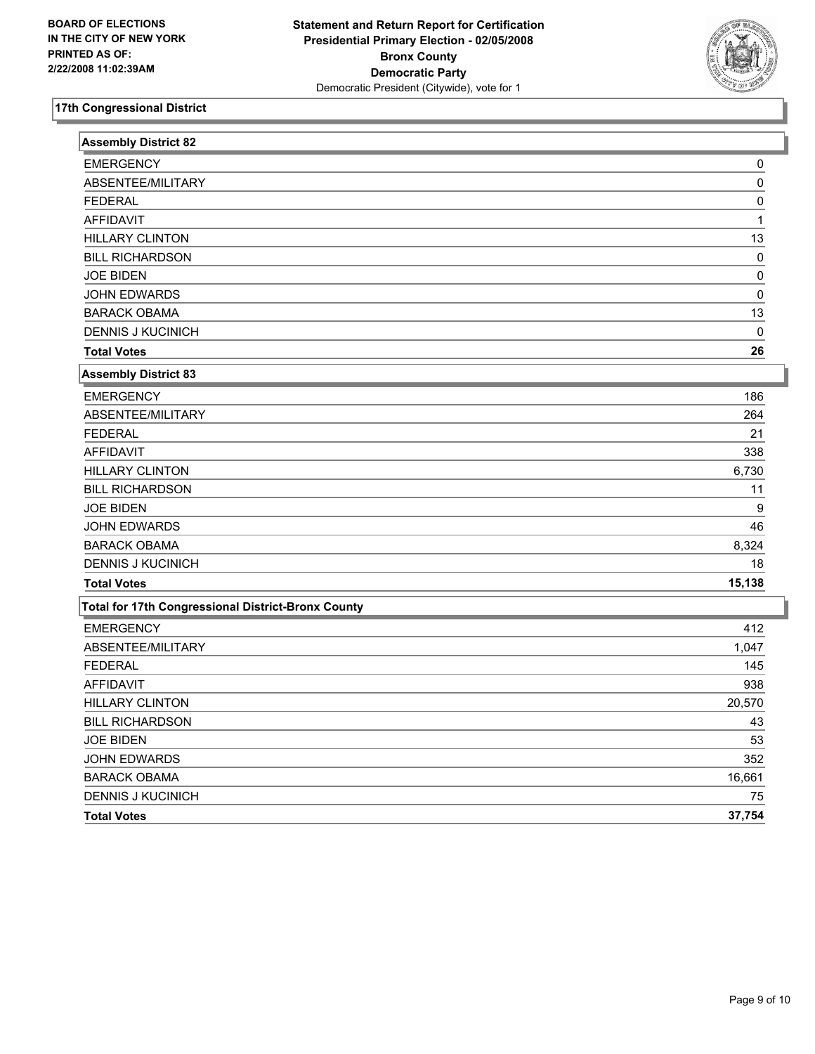BOARD OF ELECTIONS
IN THE CITY OF NEW YORK
PRINTED AS OF:
2/22/2008 11:02:39AM

**Statement and Return Report for Certification**
**Presidential Primary Election - 02/05/2008**
**Bronx County**
**Democratic Party**
Democratic President (Citywide), vote for 1

## 17th Congressional District

### Assembly District 82

| | |
|---|---|
| EMERGENCY | 0 |
| ABSENTEE/MILITARY | 0 |
| FEDERAL | 0 |
| AFFIDAVIT | 1 |
| HILLARY CLINTON | 13 |
| BILL RICHARDSON | 0 |
| JOE BIDEN | 0 |
| JOHN EDWARDS | 0 |
| BARACK OBAMA | 13 |
| DENNIS J KUCINICH | 0 |
| **Total Votes** | **26** |

### Assembly District 83

| | |
|---|---|
| EMERGENCY | 186 |
| ABSENTEE/MILITARY | 264 |
| FEDERAL | 21 |
| AFFIDAVIT | 338 |
| HILLARY CLINTON | 6,730 |
| BILL RICHARDSON | 11 |
| JOE BIDEN | 9 |
| JOHN EDWARDS | 46 |
| BARACK OBAMA | 8,324 |
| DENNIS J KUCINICH | 18 |
| **Total Votes** | **15,138** |

### Total for 17th Congressional District-Bronx County

| | |
|---|---|
| EMERGENCY | 412 |
| ABSENTEE/MILITARY | 1,047 |
| FEDERAL | 145 |
| AFFIDAVIT | 938 |
| HILLARY CLINTON | 20,570 |
| BILL RICHARDSON | 43 |
| JOE BIDEN | 53 |
| JOHN EDWARDS | 352 |
| BARACK OBAMA | 16,661 |
| DENNIS J KUCINICH | 75 |
| **Total Votes** | **37,754** |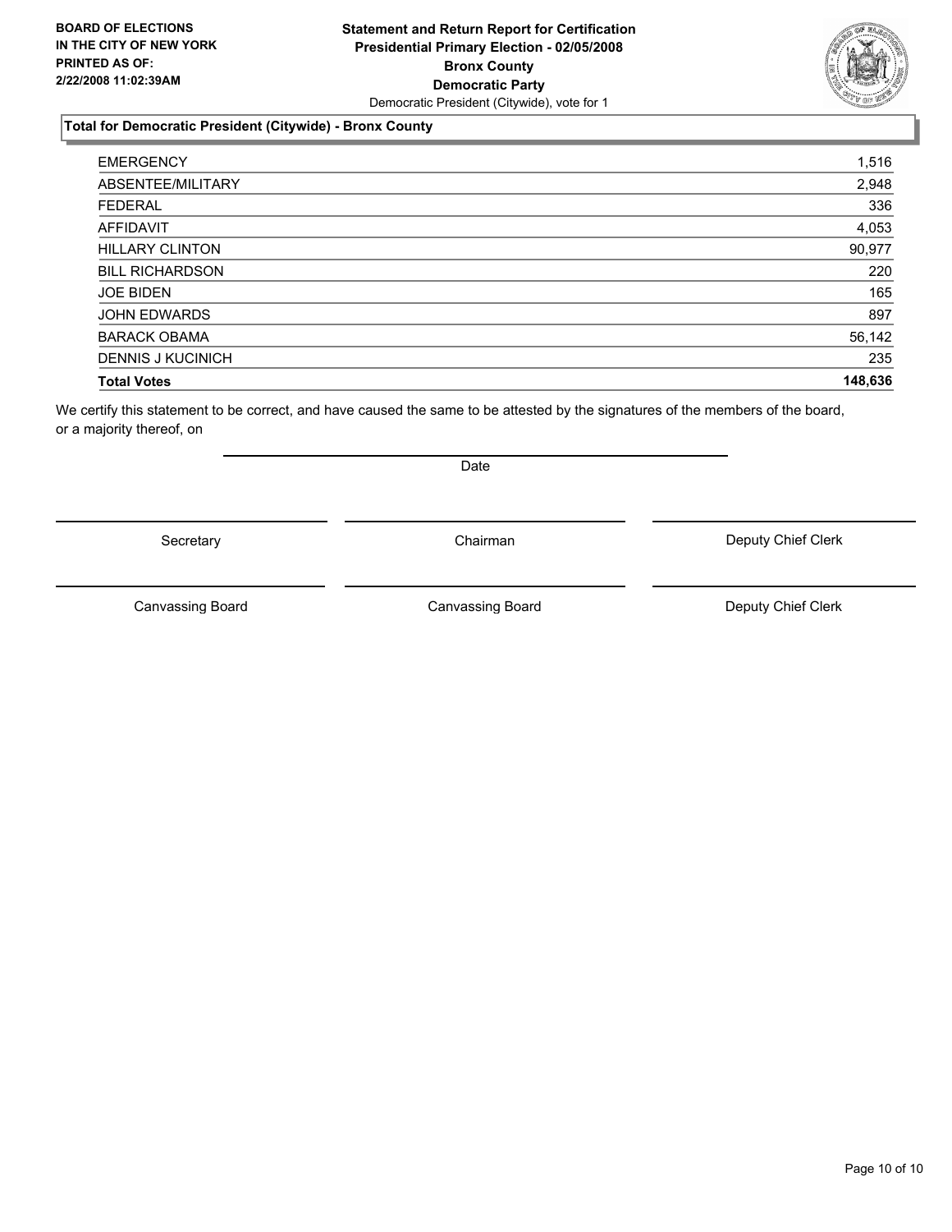**BOARD OF ELECTIONS IN THE CITY OF NEW YORK PRINTED AS OF: 2/22/2008 11:02:39AM**

**Statement and Return Report for Certification**
**Presidential Primary Election - 02/05/2008**
**Bronx County**
**Democratic Party**
Democratic President (Citywide), vote for 1

### Total for Democratic President (Citywide) - Bronx County

| | |
|---|---|
| EMERGENCY | 1,516 |
| ABSENTEE/MILITARY | 2,948 |
| FEDERAL | 336 |
| AFFIDAVIT | 4,053 |
| HILLARY CLINTON | 90,977 |
| BILL RICHARDSON | 220 |
| JOE BIDEN | 165 |
| JOHN EDWARDS | 897 |
| BARACK OBAMA | 56,142 |
| DENNIS J KUCINICH | 235 |
| **Total Votes** | **148,636** |

We certify this statement to be correct, and have caused the same to be attested by the signatures of the members of the board, or a majority thereof, on

Date

Secretary | Chairman | Deputy Chief Clerk

Canvassing Board | Canvassing Board | Deputy Chief Clerk